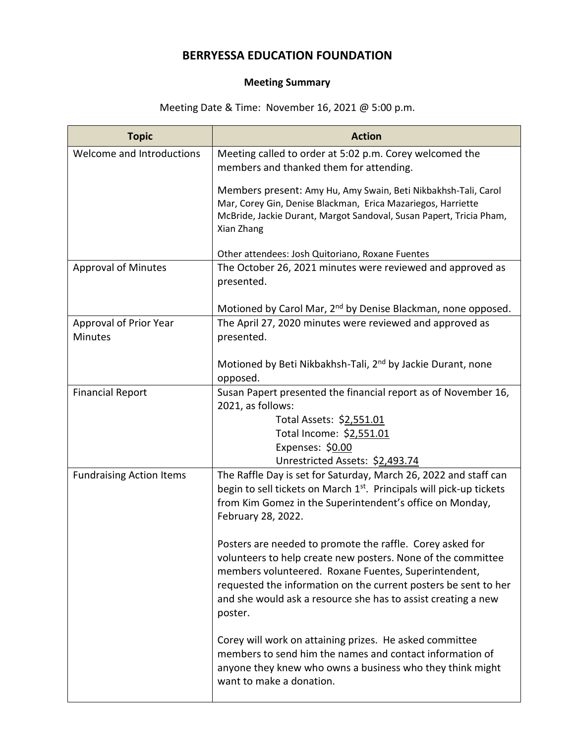# BERRYESSA EDUCATION FOUNDATION

### Meeting Summary

Meeting Date & Time: November 16, 2021 @ 5:00 p.m.

| Topic | Action |
|---|---|
| Welcome and Introductions | Meeting called to order at 5:02 p.m. Corey welcomed the members and thanked them for attending.<br><br>Members present: Amy Hu, Amy Swain, Beti Nikbakhsh-Tali, Carol Mar, Corey Gin, Denise Blackman, Erica Mazariegos, Harriette McBride, Jackie Durant, Margot Sandoval, Susan Papert, Tricia Pham, Xian Zhang<br><br>Other attendees: Josh Quitoriano, Roxane Fuentes |
| Approval of Minutes | The October 26, 2021 minutes were reviewed and approved as presented.<br><br>Motioned by Carol Mar, 2nd by Denise Blackman, none opposed. |
| Approval of Prior Year Minutes | The April 27, 2020 minutes were reviewed and approved as presented.<br><br>Motioned by Beti Nikbakhsh-Tali, 2nd by Jackie Durant, none opposed. |
| Financial Report | Susan Papert presented the financial report as of November 16, 2021, as follows:<br>Total Assets: $2,551.01<br>Total Income: $2,551.01<br>Expenses: $0.00<br>Unrestricted Assets: $2,493.74 |
| Fundraising Action Items | The Raffle Day is set for Saturday, March 26, 2022 and staff can begin to sell tickets on March 1st. Principals will pick-up tickets from Kim Gomez in the Superintendent's office on Monday, February 28, 2022.<br><br>Posters are needed to promote the raffle. Corey asked for volunteers to help create new posters. None of the committee members volunteered. Roxane Fuentes, Superintendent, requested the information on the current posters be sent to her and she would ask a resource she has to assist creating a new poster.<br><br>Corey will work on attaining prizes. He asked committee members to send him the names and contact information of anyone they knew who owns a business who they think might want to make a donation. |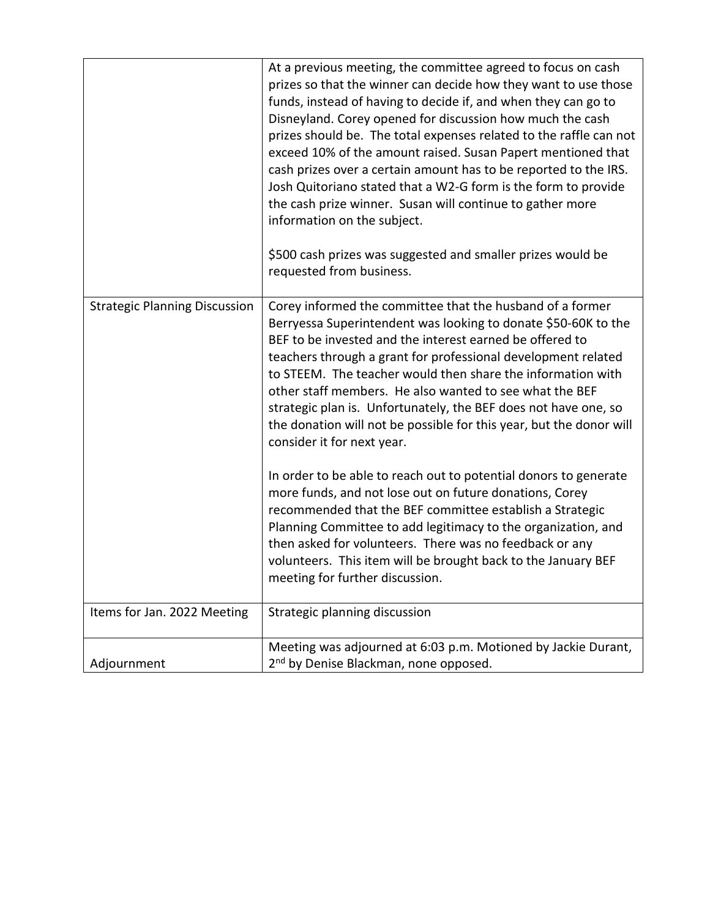| | |
|---|---|
| | At a previous meeting, the committee agreed to focus on cash prizes so that the winner can decide how they want to use those funds, instead of having to decide if, and when they can go to Disneyland. Corey opened for discussion how much the cash prizes should be. The total expenses related to the raffle can not exceed 10% of the amount raised. Susan Papert mentioned that cash prizes over a certain amount has to be reported to the IRS. Josh Quitoriano stated that a W2-G form is the form to provide the cash prize winner. Susan will continue to gather more information on the subject.<br><br>$500 cash prizes was suggested and smaller prizes would be requested from business. |
| Strategic Planning Discussion | Corey informed the committee that the husband of a former Berryessa Superintendent was looking to donate $50-60K to the BEF to be invested and the interest earned be offered to teachers through a grant for professional development related to STEEM. The teacher would then share the information with other staff members. He also wanted to see what the BEF strategic plan is. Unfortunately, the BEF does not have one, so the donation will not be possible for this year, but the donor will consider it for next year.<br><br>In order to be able to reach out to potential donors to generate more funds, and not lose out on future donations, Corey recommended that the BEF committee establish a Strategic Planning Committee to add legitimacy to the organization, and then asked for volunteers. There was no feedback or any volunteers. This item will be brought back to the January BEF meeting for further discussion. |
| Items for Jan. 2022 Meeting | Strategic planning discussion |
| Adjournment | Meeting was adjourned at 6:03 p.m. Motioned by Jackie Durant, 2nd by Denise Blackman, none opposed. |